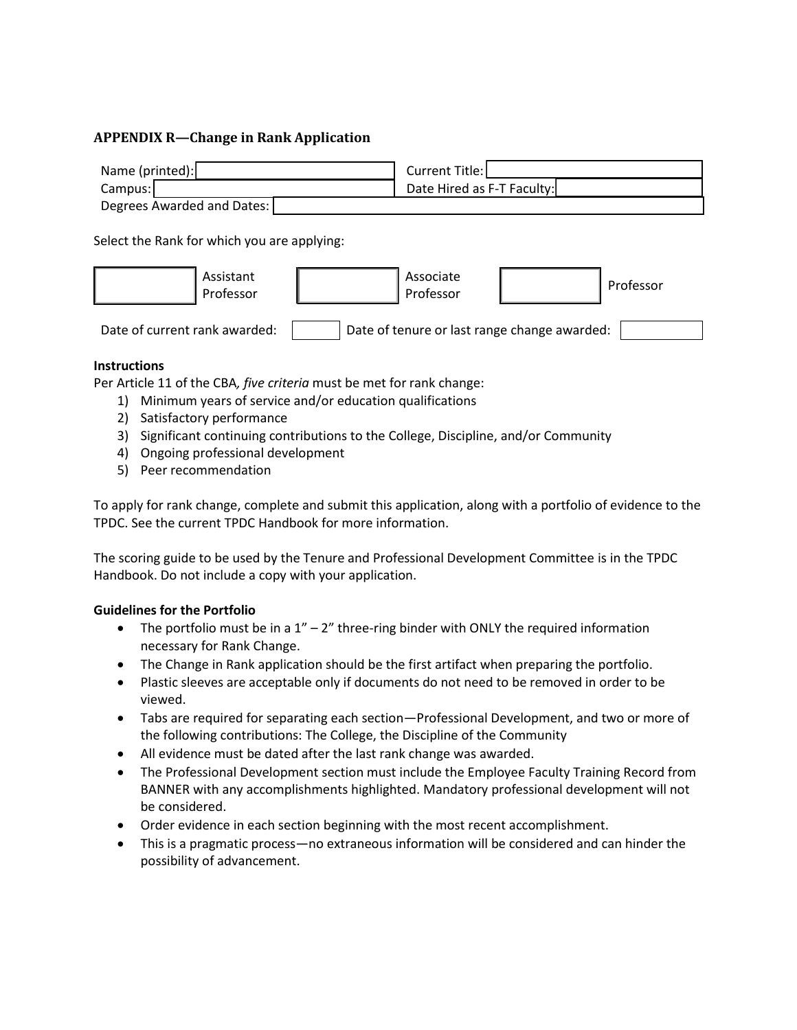## APPENDIX R—Change in Rank Application

| Name (printed): | | Current Title: | |
|---|---|---|---|
| Campus: | | Date Hired as F-T Faculty: | |
| Degrees Awarded and Dates: | | | |

Select the Rank for which you are applying:

| | Assistant Professor | | Associate Professor | | Professor |
|---|---|---|---|---|---|

| Date of current rank awarded: | | Date of tenure or last range change awarded: | |
|---|---|---|---|

**Instructions**

Per Article 11 of the CBA*, five criteria* must be met for rank change:

1) Minimum years of service and/or education qualifications
2) Satisfactory performance
3) Significant continuing contributions to the College, Discipline, and/or Community
4) Ongoing professional development
5) Peer recommendation

To apply for rank change, complete and submit this application, along with a portfolio of evidence to the TPDC. See the current TPDC Handbook for more information.

The scoring guide to be used by the Tenure and Professional Development Committee is in the TPDC Handbook. Do not include a copy with your application.

**Guidelines for the Portfolio**

- The portfolio must be in a 1" – 2" three-ring binder with ONLY the required information necessary for Rank Change.
- The Change in Rank application should be the first artifact when preparing the portfolio.
- Plastic sleeves are acceptable only if documents do not need to be removed in order to be viewed.
- Tabs are required for separating each section—Professional Development, and two or more of the following contributions: The College, the Discipline of the Community
- All evidence must be dated after the last rank change was awarded.
- The Professional Development section must include the Employee Faculty Training Record from BANNER with any accomplishments highlighted. Mandatory professional development will not be considered.
- Order evidence in each section beginning with the most recent accomplishment.
- This is a pragmatic process—no extraneous information will be considered and can hinder the possibility of advancement.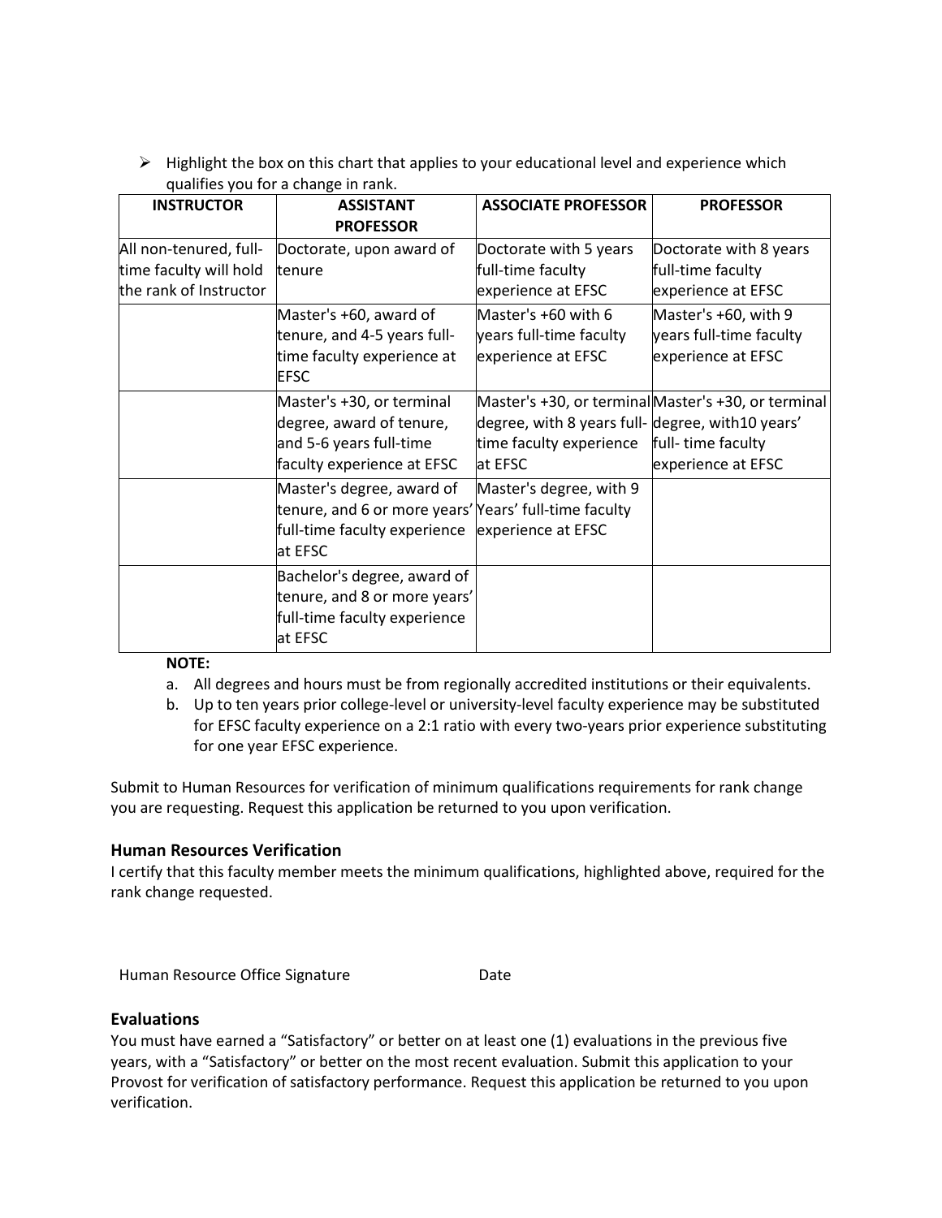- ➢ Highlight the box on this chart that applies to your educational level and experience which qualifies you for a change in rank.

| INSTRUCTOR | ASSISTANT PROFESSOR | ASSOCIATE PROFESSOR | PROFESSOR |
|---|---|---|---|
| All non-tenured, full-time faculty will hold the rank of Instructor | Doctorate, upon award of tenure | Doctorate with 5 years full-time faculty experience at EFSC | Doctorate with 8 years full-time faculty experience at EFSC |
| | Master's +60, award of tenure, and 4-5 years full-time faculty experience at EFSC | Master's +60 with 6 years full-time faculty experience at EFSC | Master's +60, with 9 years full-time faculty experience at EFSC |
| | Master's +30, or terminal degree, award of tenure, and 5-6 years full-time faculty experience at EFSC | Master's +30, or terminal degree, with 8 years full-time faculty experience at EFSC | Master's +30, or terminal degree, with10 years' full- time faculty experience at EFSC |
| | Master's degree, award of tenure, and 6 or more years' full-time faculty experience at EFSC | Master's degree, with 9 Years' full-time faculty experience at EFSC | |
| | Bachelor's degree, award of tenure, and 8 or more years' full-time faculty experience at EFSC | | |

**NOTE:**

a. All degrees and hours must be from regionally accredited institutions or their equivalents.
b. Up to ten years prior college-level or university-level faculty experience may be substituted for EFSC faculty experience on a 2:1 ratio with every two-years prior experience substituting for one year EFSC experience.

Submit to Human Resources for verification of minimum qualifications requirements for rank change you are requesting. Request this application be returned to you upon verification.

### Human Resources Verification

I certify that this faculty member meets the minimum qualifications, highlighted above, required for the rank change requested.

Human Resource Office Signature                    Date

### Evaluations

You must have earned a "Satisfactory" or better on at least one (1) evaluations in the previous five years, with a "Satisfactory" or better on the most recent evaluation. Submit this application to your Provost for verification of satisfactory performance. Request this application be returned to you upon verification.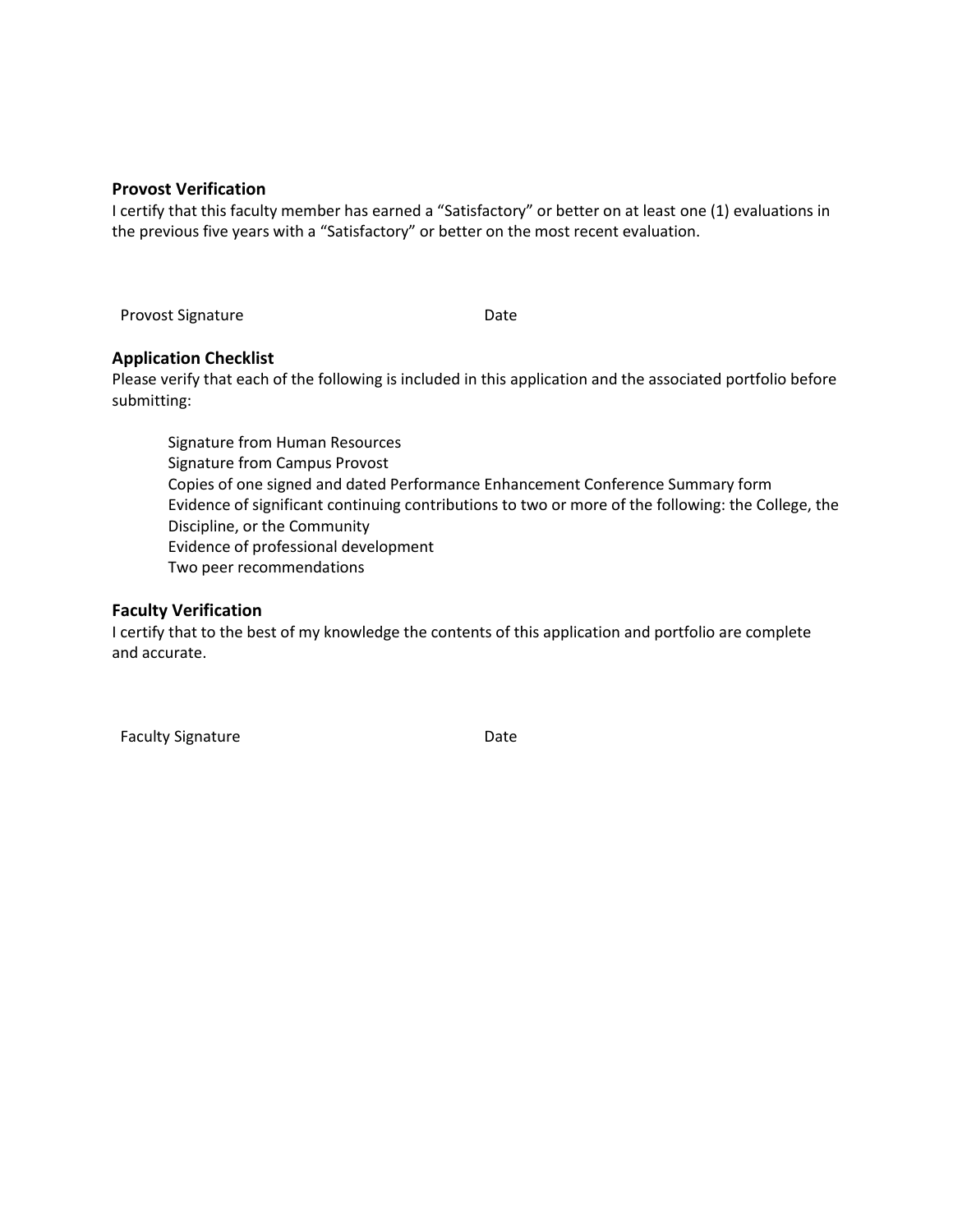**Provost Verification**

I certify that this faculty member has earned a "Satisfactory" or better on at least one (1) evaluations in the previous five years with a "Satisfactory" or better on the most recent evaluation.

Provost Signature Date

**Application Checklist**

Please verify that each of the following is included in this application and the associated portfolio before submitting:

- Signature from Human Resources
- Signature from Campus Provost
- Copies of one signed and dated Performance Enhancement Conference Summary form
- Evidence of significant continuing contributions to two or more of the following: the College, the Discipline, or the Community
- Evidence of professional development
- Two peer recommendations

**Faculty Verification**

I certify that to the best of my knowledge the contents of this application and portfolio are complete and accurate.

Faculty Signature Date